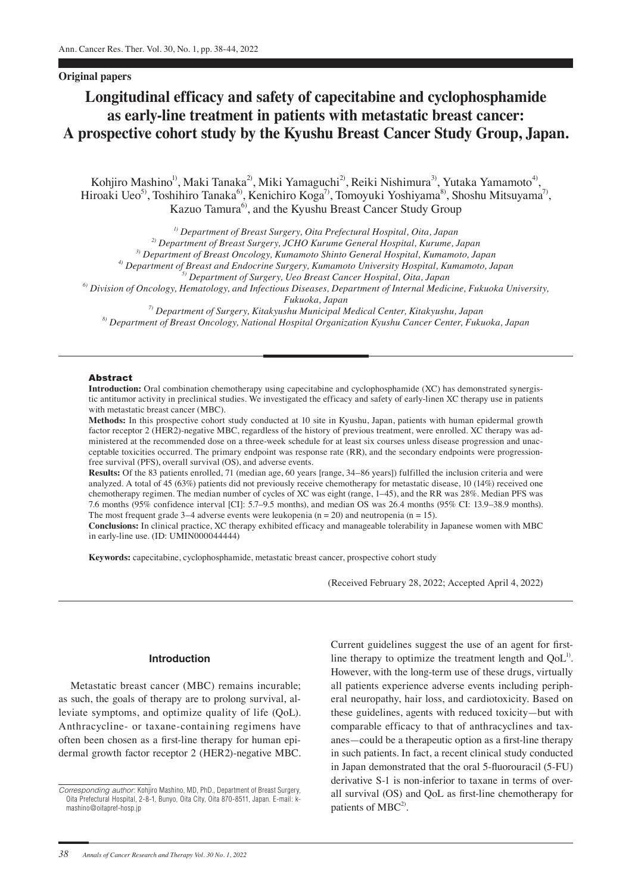**Original papers**

# Longitudinal efficacy and safety of capecitabine and cyclophosphamide as early-line treatment in patients with metastatic breast cancer: A prospective cohort study by the Kyushu Breast Cancer Study Group, Japan.

Kohjiro Mashino[1)], Maki Tanaka[2)], Miki Yamaguchi[2)], Reiki Nishimura[3)], Yutaka Yamamoto[4)], Hiroaki Ueo[5)], Toshihiro Tanaka[6)], Kenichiro Koga[7)], Tomoyuki Yoshiyama[8)], Shoshu Mitsuyama[7)], Kazuo Tamura[6)], and the Kyushu Breast Cancer Study Group

*[1)] Department of Breast Surgery, Oita Prefectural Hospital, Oita, Japan*
*[2)] Department of Breast Surgery, JCHO Kurume General Hospital, Kurume, Japan*
*[3)] Department of Breast Oncology, Kumamoto Shinto General Hospital, Kumamoto, Japan*
*[4)] Department of Breast and Endocrine Surgery, Kumamoto University Hospital, Kumamoto, Japan*
*[5)] Department of Surgery, Ueo Breast Cancer Hospital, Oita, Japan*
*[6)] Division of Oncology, Hematology, and Infectious Diseases, Department of Internal Medicine, Fukuoka University, Fukuoka, Japan*
*[7)] Department of Surgery, Kitakyushu Municipal Medical Center, Kitakyushu, Japan*
*[8)] Department of Breast Oncology, National Hospital Organization Kyushu Cancer Center, Fukuoka, Japan*

## Abstract

**Introduction:** Oral combination chemotherapy using capecitabine and cyclophosphamide (XC) has demonstrated synergistic antitumor activity in preclinical studies. We investigated the efficacy and safety of early-linen XC therapy use in patients with metastatic breast cancer (MBC).

**Methods:** In this prospective cohort study conducted at 10 site in Kyushu, Japan, patients with human epidermal growth factor receptor 2 (HER2)-negative MBC, regardless of the history of previous treatment, were enrolled. XC therapy was administered at the recommended dose on a three-week schedule for at least six courses unless disease progression and unacceptable toxicities occurred. The primary endpoint was response rate (RR), and the secondary endpoints were progression-free survival (PFS), overall survival (OS), and adverse events.

**Results:** Of the 83 patients enrolled, 71 (median age, 60 years [range, 34–86 years]) fulfilled the inclusion criteria and were analyzed. A total of 45 (63%) patients did not previously receive chemotherapy for metastatic disease, 10 (14%) received one chemotherapy regimen. The median number of cycles of XC was eight (range, 1–45), and the RR was 28%. Median PFS was 7.6 months (95% confidence interval [CI]: 5.7–9.5 months), and median OS was 26.4 months (95% CI: 13.9–38.9 months). The most frequent grade 3–4 adverse events were leukopenia (n = 20) and neutropenia (n = 15).

**Conclusions:** In clinical practice, XC therapy exhibited efficacy and manageable tolerability in Japanese women with MBC in early-line use. (ID: UMIN000044444)

**Keywords:** capecitabine, cyclophosphamide, metastatic breast cancer, prospective cohort study

(Received February 28, 2022; Accepted April 4, 2022)

## Introduction

Metastatic breast cancer (MBC) remains incurable; as such, the goals of therapy are to prolong survival, alleviate symptoms, and optimize quality of life (QoL). Anthracycline- or taxane-containing regimens have often been chosen as a first-line therapy for human epidermal growth factor receptor 2 (HER2)-negative MBC. Current guidelines suggest the use of an agent for first-line therapy to optimize the treatment length and QoL[1)]. However, with the long-term use of these drugs, virtually all patients experience adverse events including peripheral neuropathy, hair loss, and cardiotoxicity. Based on these guidelines, agents with reduced toxicity—but with comparable efficacy to that of anthracyclines and taxanes—could be a therapeutic option as a first-line therapy in such patients. In fact, a recent clinical study conducted in Japan demonstrated that the oral 5-fluorouracil (5-FU) derivative S-1 is non-inferior to taxane in terms of overall survival (OS) and QoL as first-line chemotherapy for patients of MBC[2)].

*Corresponding author:* Kohjiro Mashino, MD, PhD., Department of Breast Surgery, Oita Prefectural Hospital, 2-8-1, Bunyo, Oita City, Oita 870-8511, Japan. E-mail: k-mashino@oitapref-hosp.jp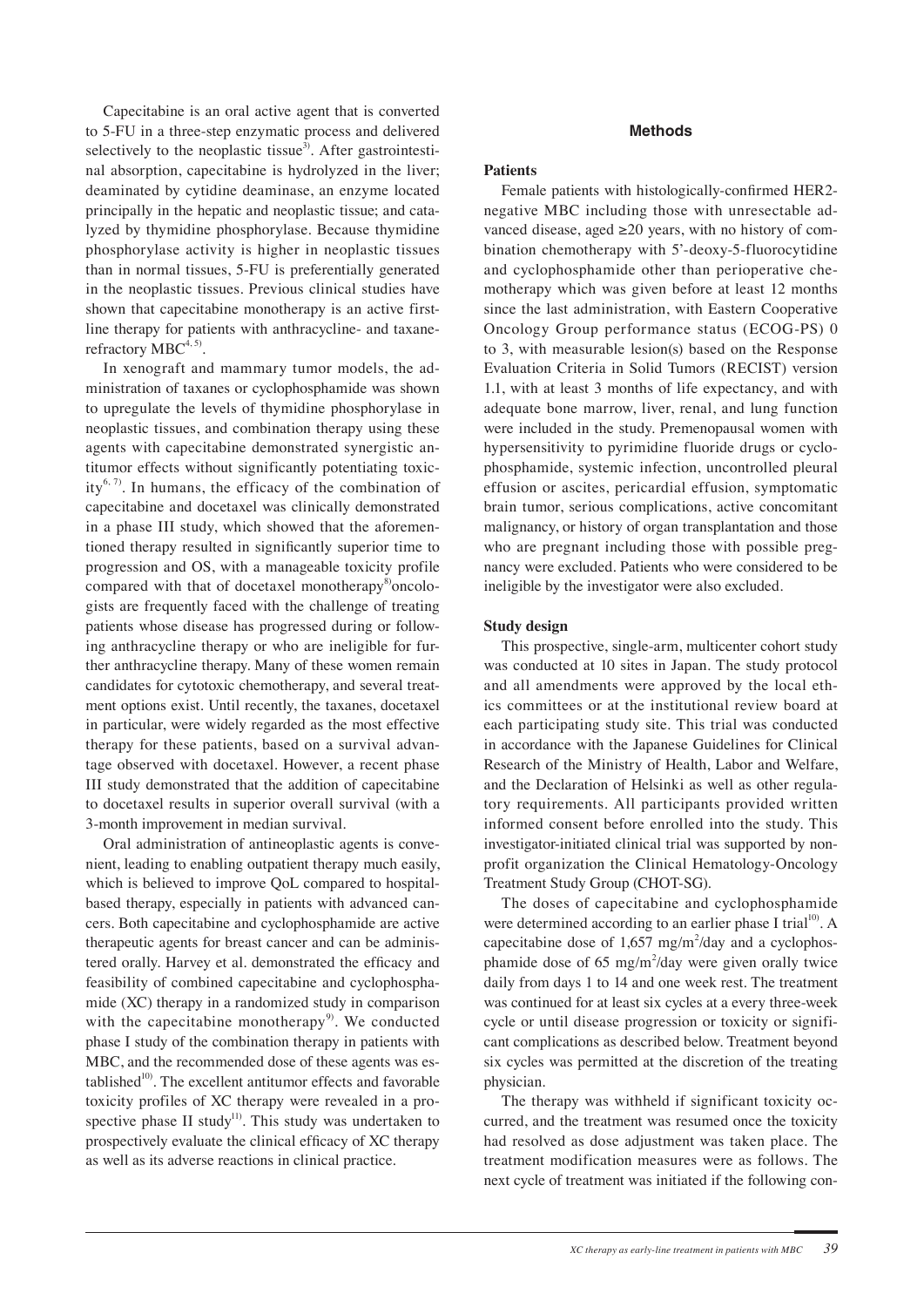Capecitabine is an oral active agent that is converted to 5-FU in a three-step enzymatic process and delivered selectively to the neoplastic tissue[3]. After gastrointestinal absorption, capecitabine is hydrolyzed in the liver; deaminated by cytidine deaminase, an enzyme located principally in the hepatic and neoplastic tissue; and catalyzed by thymidine phosphorylase. Because thymidine phosphorylase activity is higher in neoplastic tissues than in normal tissues, 5-FU is preferentially generated in the neoplastic tissues. Previous clinical studies have shown that capecitabine monotherapy is an active first-line therapy for patients with anthracycline- and taxane-refractory MBC[4, 5].

In xenograft and mammary tumor models, the administration of taxanes or cyclophosphamide was shown to upregulate the levels of thymidine phosphorylase in neoplastic tissues, and combination therapy using these agents with capecitabine demonstrated synergistic antitumor effects without significantly potentiating toxicity[6, 7]. In humans, the efficacy of the combination of capecitabine and docetaxel was clinically demonstrated in a phase III study, which showed that the aforementioned therapy resulted in significantly superior time to progression and OS, with a manageable toxicity profile compared with that of docetaxel monotherapy[8]oncologists are frequently faced with the challenge of treating patients whose disease has progressed during or following anthracycline therapy or who are ineligible for further anthracycline therapy. Many of these women remain candidates for cytotoxic chemotherapy, and several treatment options exist. Until recently, the taxanes, docetaxel in particular, were widely regarded as the most effective therapy for these patients, based on a survival advantage observed with docetaxel. However, a recent phase III study demonstrated that the addition of capecitabine to docetaxel results in superior overall survival (with a 3-month improvement in median survival.

Oral administration of antineoplastic agents is convenient, leading to enabling outpatient therapy much easily, which is believed to improve QoL compared to hospital-based therapy, especially in patients with advanced cancers. Both capecitabine and cyclophosphamide are active therapeutic agents for breast cancer and can be administered orally. Harvey et al. demonstrated the efficacy and feasibility of combined capecitabine and cyclophosphamide (XC) therapy in a randomized study in comparison with the capecitabine monotherapy[9]. We conducted phase I study of the combination therapy in patients with MBC, and the recommended dose of these agents was established[10]. The excellent antitumor effects and favorable toxicity profiles of XC therapy were revealed in a prospective phase II study[11]. This study was undertaken to prospectively evaluate the clinical efficacy of XC therapy as well as its adverse reactions in clinical practice.

## Methods

### Patients

Female patients with histologically-confirmed HER2-negative MBC including those with unresectable advanced disease, aged ≥20 years, with no history of combination chemotherapy with 5'-deoxy-5-fluorocytidine and cyclophosphamide other than perioperative chemotherapy which was given before at least 12 months since the last administration, with Eastern Cooperative Oncology Group performance status (ECOG-PS) 0 to 3, with measurable lesion(s) based on the Response Evaluation Criteria in Solid Tumors (RECIST) version 1.1, with at least 3 months of life expectancy, and with adequate bone marrow, liver, renal, and lung function were included in the study. Premenopausal women with hypersensitivity to pyrimidine fluoride drugs or cyclophosphamide, systemic infection, uncontrolled pleural effusion or ascites, pericardial effusion, symptomatic brain tumor, serious complications, active concomitant malignancy, or history of organ transplantation and those who are pregnant including those with possible pregnancy were excluded. Patients who were considered to be ineligible by the investigator were also excluded.

### Study design

This prospective, single-arm, multicenter cohort study was conducted at 10 sites in Japan. The study protocol and all amendments were approved by the local ethics committees or at the institutional review board at each participating study site. This trial was conducted in accordance with the Japanese Guidelines for Clinical Research of the Ministry of Health, Labor and Welfare, and the Declaration of Helsinki as well as other regulatory requirements. All participants provided written informed consent before enrolled into the study. This investigator-initiated clinical trial was supported by non-profit organization the Clinical Hematology-Oncology Treatment Study Group (CHOT-SG).

The doses of capecitabine and cyclophosphamide were determined according to an earlier phase I trial[10]. A capecitabine dose of 1,657 $mg/m^2$/day and a cyclophosphamide dose of 65 $mg/m^2$/day were given orally twice daily from days 1 to 14 and one week rest. The treatment was continued for at least six cycles at a every three-week cycle or until disease progression or toxicity or significant complications as described below. Treatment beyond six cycles was permitted at the discretion of the treating physician.

The therapy was withheld if significant toxicity occurred, and the treatment was resumed once the toxicity had resolved as dose adjustment was taken place. The treatment modification measures were as follows. The next cycle of treatment was initiated if the following con-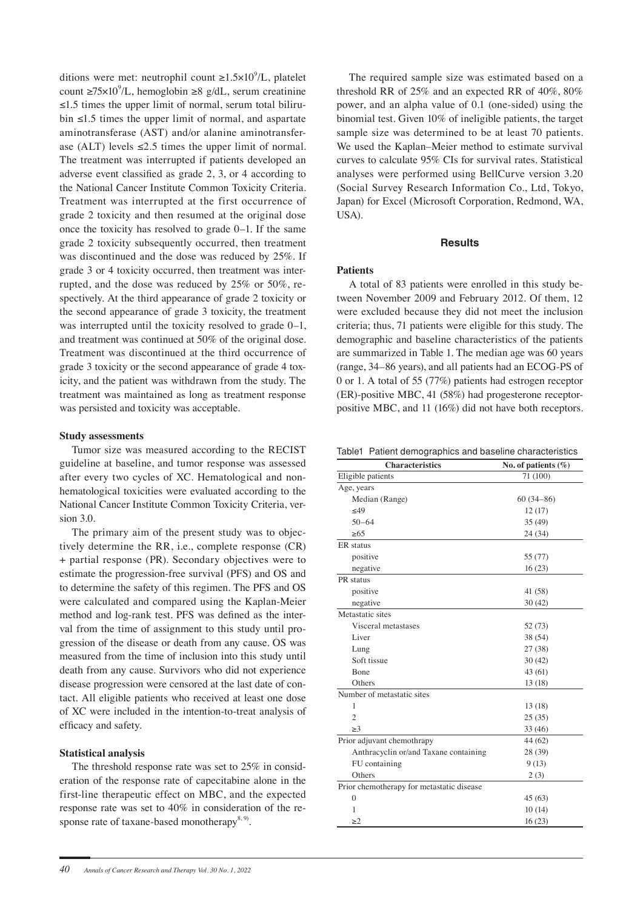ditions were met: neutrophil count $\geq 1.5\times10^9$/L, platelet count $\geq 75\times10^9$/L, hemoglobin $\geq 8$ g/dL, serum creatinine $\leq 1.5$ times the upper limit of normal, serum total bilirubin $\leq 1.5$ times the upper limit of normal, and aspartate aminotransferase (AST) and/or alanine aminotransferase (ALT) levels $\leq 2.5$ times the upper limit of normal. The treatment was interrupted if patients developed an adverse event classified as grade 2, 3, or 4 according to the National Cancer Institute Common Toxicity Criteria. Treatment was interrupted at the first occurrence of grade 2 toxicity and then resumed at the original dose once the toxicity has resolved to grade 0–1. If the same grade 2 toxicity subsequently occurred, then treatment was discontinued and the dose was reduced by 25%. If grade 3 or 4 toxicity occurred, then treatment was interrupted, and the dose was reduced by 25% or 50%, respectively. At the third appearance of grade 2 toxicity or the second appearance of grade 3 toxicity, the treatment was interrupted until the toxicity resolved to grade 0–1, and treatment was continued at 50% of the original dose. Treatment was discontinued at the third occurrence of grade 3 toxicity or the second appearance of grade 4 toxicity, and the patient was withdrawn from the study. The treatment was maintained as long as treatment response was persisted and toxicity was acceptable.

### Study assessments

Tumor size was measured according to the RECIST guideline at baseline, and tumor response was assessed after every two cycles of XC. Hematological and non-hematological toxicities were evaluated according to the National Cancer Institute Common Toxicity Criteria, version 3.0.

The primary aim of the present study was to objectively determine the RR, i.e., complete response (CR) + partial response (PR). Secondary objectives were to estimate the progression-free survival (PFS) and OS and to determine the safety of this regimen. The PFS and OS were calculated and compared using the Kaplan-Meier method and log-rank test. PFS was defined as the interval from the time of assignment to this study until progression of the disease or death from any cause. OS was measured from the time of inclusion into this study until death from any cause. Survivors who did not experience disease progression were censored at the last date of contact. All eligible patients who received at least one dose of XC were included in the intention-to-treat analysis of efficacy and safety.

### Statistical analysis

The threshold response rate was set to 25% in consideration of the response rate of capecitabine alone in the first-line therapeutic effect on MBC, and the expected response rate was set to 40% in consideration of the response rate of taxane-based monotherapy[8, 9].

The required sample size was estimated based on a threshold RR of 25% and an expected RR of 40%, 80% power, and an alpha value of 0.1 (one-sided) using the binomial test. Given 10% of ineligible patients, the target sample size was determined to be at least 70 patients. We used the Kaplan–Meier method to estimate survival curves to calculate 95% CIs for survival rates. Statistical analyses were performed using BellCurve version 3.20 (Social Survey Research Information Co., Ltd, Tokyo, Japan) for Excel (Microsoft Corporation, Redmond, WA, USA).

## Results

### Patients

A total of 83 patients were enrolled in this study between November 2009 and February 2012. Of them, 12 were excluded because they did not meet the inclusion criteria; thus, 71 patients were eligible for this study. The demographic and baseline characteristics of the patients are summarized in Table 1. The median age was 60 years (range, 34–86 years), and all patients had an ECOG-PS of 0 or 1. A total of 55 (77%) patients had estrogen receptor (ER)-positive MBC, 41 (58%) had progesterone receptor-positive MBC, and 11 (16%) did not have both receptors.

Table1 Patient demographics and baseline characteristics

| Characteristics | No. of patients (%) |
|---|---|
| Eligible patients | 71 (100) |
| Age, years | |
| Median (Range) | 60 (34–86) |
| ≤49 | 12 (17) |
| 50–64 | 35 (49) |
| ≥65 | 24 (34) |
| ER status | |
| positive | 55 (77) |
| negative | 16 (23) |
| PR status | |
| positive | 41 (58) |
| negative | 30 (42) |
| Metastatic sites | |
| Visceral metastases | 52 (73) |
| Liver | 38 (54) |
| Lung | 27 (38) |
| Soft tissue | 30 (42) |
| Bone | 43 (61) |
| Others | 13 (18) |
| Number of metastatic sites | |
| 1 | 13 (18) |
| 2 | 25 (35) |
| ≥3 | 33 (46) |
| Prior adjuvant chemothrapy | 44 (62) |
| Anthracyclin or/and Taxane containing | 28 (39) |
| FU containing | 9 (13) |
| Others | 2 (3) |
| Prior chemotherapy for metastatic disease | |
| 0 | 45 (63) |
| 1 | 10 (14) |
| ≥2 | 16 (23) |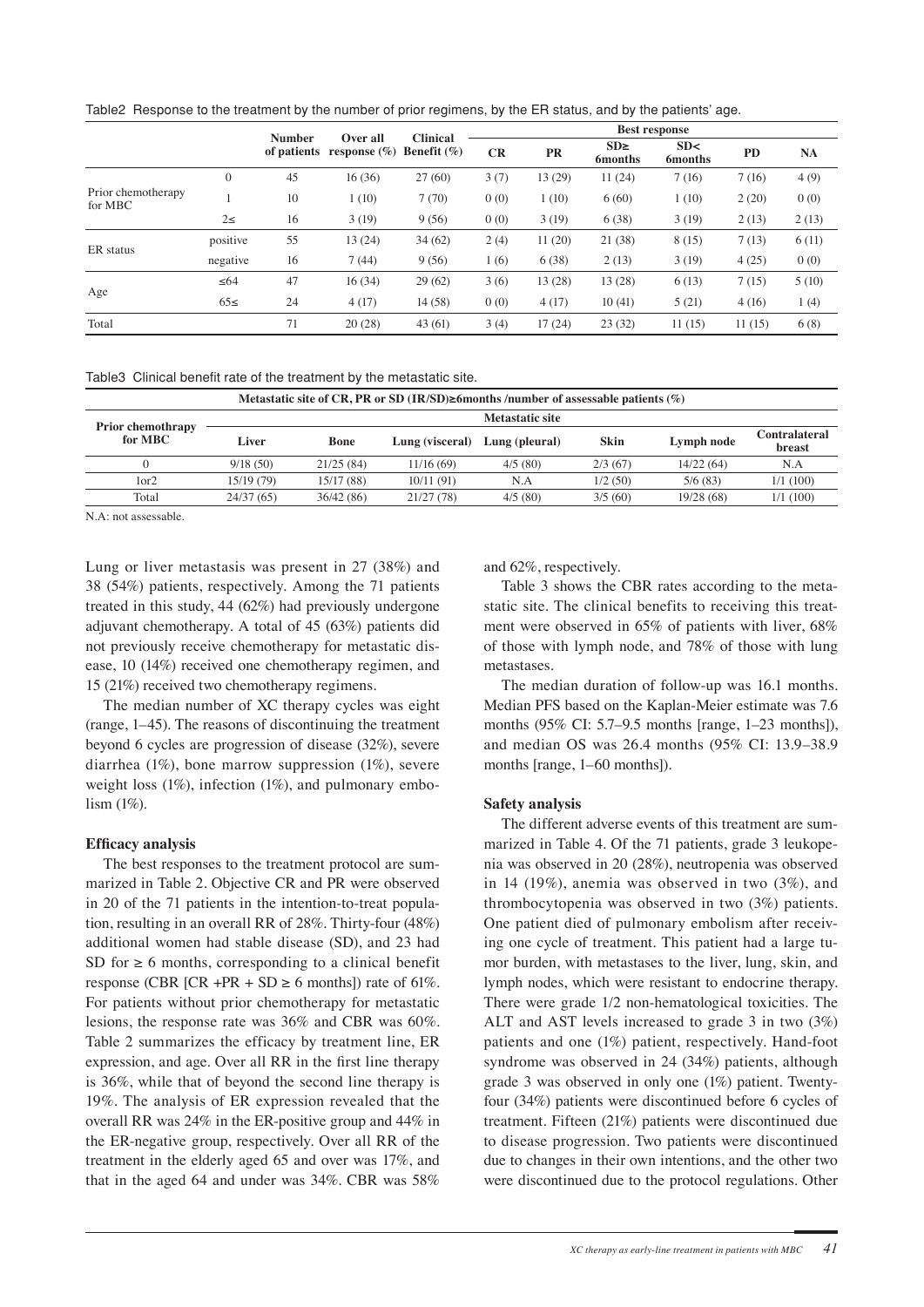Table2 Response to the treatment by the number of prior regimens, by the ER status, and by the patients' age.

| | | Number of patients | Over all response (%) | Clinical Benefit (%) | Best response | | | | | |
|---|---|---|---|---|---|---|---|---|---|---|
| | | | | | CR | PR | SD≥ 6months | SD< 6months | PD | NA |
| Prior chemotherapy for MBC | 0 | 45 | 16 (36) | 27 (60) | 3 (7) | 13 (29) | 11 (24) | 7 (16) | 7 (16) | 4 (9) |
| | 1 | 10 | 1 (10) | 7 (70) | 0 (0) | 1 (10) | 6 (60) | 1 (10) | 2 (20) | 0 (0) |
| | 2≤ | 16 | 3 (19) | 9 (56) | 0 (0) | 3 (19) | 6 (38) | 3 (19) | 2 (13) | 2 (13) |
| ER status | positive | 55 | 13 (24) | 34 (62) | 2 (4) | 11 (20) | 21 (38) | 8 (15) | 7 (13) | 6 (11) |
| | negative | 16 | 7 (44) | 9 (56) | 1 (6) | 6 (38) | 2 (13) | 3 (19) | 4 (25) | 0 (0) |
| Age | ≤64 | 47 | 16 (34) | 29 (62) | 3 (6) | 13 (28) | 13 (28) | 6 (13) | 7 (15) | 5 (10) |
| | 65≤ | 24 | 4 (17) | 14 (58) | 0 (0) | 4 (17) | 10 (41) | 5 (21) | 4 (16) | 1 (4) |
| Total | | 71 | 20 (28) | 43 (61) | 3 (4) | 17 (24) | 23 (32) | 11 (15) | 11 (15) | 6 (8) |

Table3 Clinical benefit rate of the treatment by the metastatic site.

| Prior chemotherapy for MBC | Metastatic site of CR, PR or SD (IR/SD)≥6months /number of assessable patients (%) | | | | | | |
|---|---|---|---|---|---|---|---|
| | Metastatic site | | | | | | |
| | Liver | Bone | Lung (visceral) | Lung (pleural) | Skin | Lymph node | Contralateral breast |
| 0 | 9/18 (50) | 21/25 (84) | 11/16 (69) | 4/5 (80) | 2/3 (67) | 14/22 (64) | N.A |
| 1or2 | 15/19 (79) | 15/17 (88) | 10/11 (91) | N.A | 1/2 (50) | 5/6 (83) | 1/1 (100) |
| Total | 24/37 (65) | 36/42 (86) | 21/27 (78) | 4/5 (80) | 3/5 (60) | 19/28 (68) | 1/1 (100) |

N.A: not assessable.

Lung or liver metastasis was present in 27 (38%) and 38 (54%) patients, respectively. Among the 71 patients treated in this study, 44 (62%) had previously undergone adjuvant chemotherapy. A total of 45 (63%) patients did not previously receive chemotherapy for metastatic disease, 10 (14%) received one chemotherapy regimen, and 15 (21%) received two chemotherapy regimens.

The median number of XC therapy cycles was eight (range, 1–45). The reasons of discontinuing the treatment beyond 6 cycles are progression of disease (32%), severe diarrhea (1%), bone marrow suppression (1%), severe weight loss (1%), infection (1%), and pulmonary embolism (1%).

### Efficacy analysis

The best responses to the treatment protocol are summarized in Table 2. Objective CR and PR were observed in 20 of the 71 patients in the intention-to-treat population, resulting in an overall RR of 28%. Thirty-four (48%) additional women had stable disease (SD), and 23 had SD for ≥ 6 months, corresponding to a clinical benefit response (CBR [CR +PR + SD ≥ 6 months]) rate of 61%. For patients without prior chemotherapy for metastatic lesions, the response rate was 36% and CBR was 60%. Table 2 summarizes the efficacy by treatment line, ER expression, and age. Over all RR in the first line therapy is 36%, while that of beyond the second line therapy is 19%. The analysis of ER expression revealed that the overall RR was 24% in the ER-positive group and 44% in the ER-negative group, respectively. Over all RR of the treatment in the elderly aged 65 and over was 17%, and that in the aged 64 and under was 34%. CBR was 58% and 62%, respectively.

Table 3 shows the CBR rates according to the metastatic site. The clinical benefits to receiving this treatment were observed in 65% of patients with liver, 68% of those with lymph node, and 78% of those with lung metastases.

The median duration of follow-up was 16.1 months. Median PFS based on the Kaplan-Meier estimate was 7.6 months (95% CI: 5.7–9.5 months [range, 1–23 months]), and median OS was 26.4 months (95% CI: 13.9–38.9 months [range, 1–60 months]).

### Safety analysis

The different adverse events of this treatment are summarized in Table 4. Of the 71 patients, grade 3 leukopenia was observed in 20 (28%), neutropenia was observed in 14 (19%), anemia was observed in two (3%), and thrombocytopenia was observed in two (3%) patients. One patient died of pulmonary embolism after receiving one cycle of treatment. This patient had a large tumor burden, with metastases to the liver, lung, skin, and lymph nodes, which were resistant to endocrine therapy. There were grade 1/2 non-hematological toxicities. The ALT and AST levels increased to grade 3 in two (3%) patients and one (1%) patient, respectively. Hand-foot syndrome was observed in 24 (34%) patients, although grade 3 was observed in only one (1%) patient. Twenty-four (34%) patients were discontinued before 6 cycles of treatment. Fifteen (21%) patients were discontinued due to disease progression. Two patients were discontinued due to changes in their own intentions, and the other two were discontinued due to the protocol regulations. Other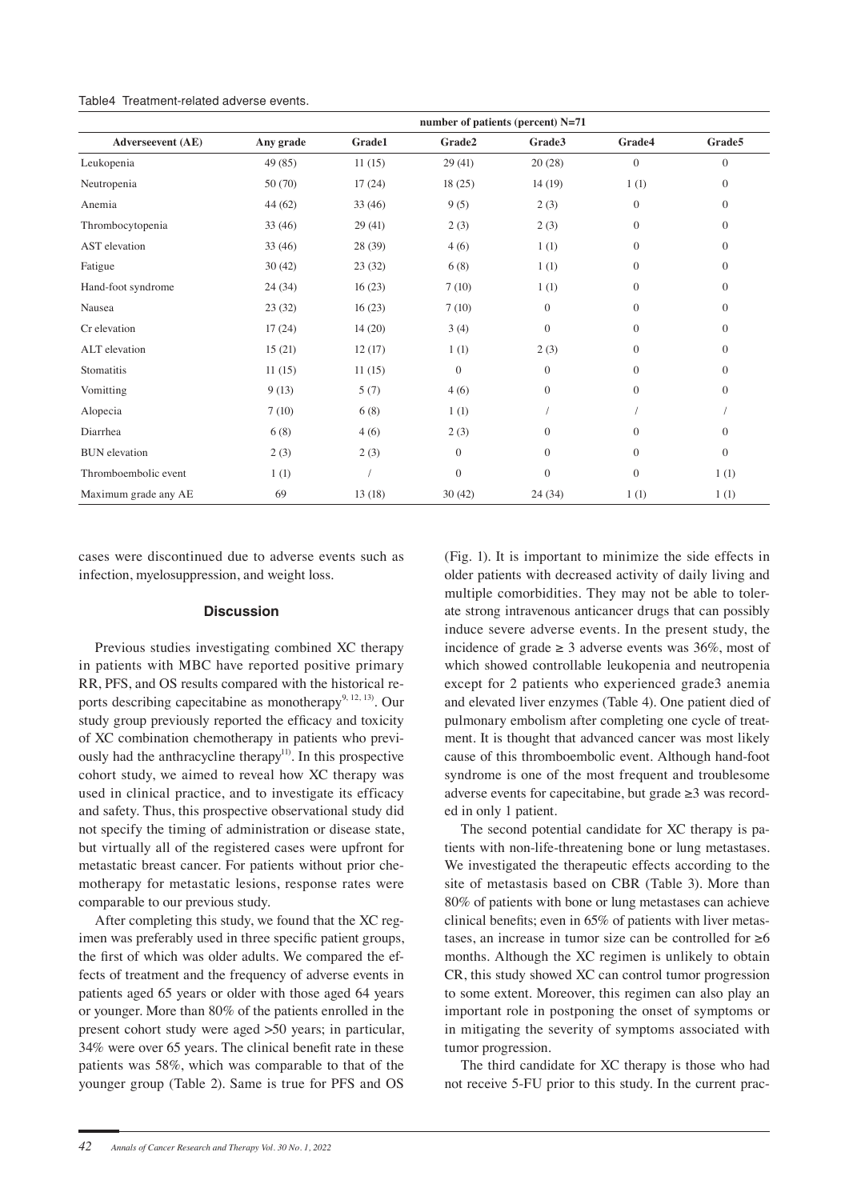Table4 Treatment-related adverse events.

| | number of patients (percent) N=71 | | | | | |
|---|---|---|---|---|---|---|
| Adverseevent (AE) | Any grade | Grade1 | Grade2 | Grade3 | Grade4 | Grade5 |
| Leukopenia | 49 (85) | 11 (15) | 29 (41) | 20 (28) | 0 | 0 |
| Neutropenia | 50 (70) | 17 (24) | 18 (25) | 14 (19) | 1 (1) | 0 |
| Anemia | 44 (62) | 33 (46) | 9 (5) | 2 (3) | 0 | 0 |
| Thrombocytopenia | 33 (46) | 29 (41) | 2 (3) | 2 (3) | 0 | 0 |
| AST elevation | 33 (46) | 28 (39) | 4 (6) | 1 (1) | 0 | 0 |
| Fatigue | 30 (42) | 23 (32) | 6 (8) | 1 (1) | 0 | 0 |
| Hand-foot syndrome | 24 (34) | 16 (23) | 7 (10) | 1 (1) | 0 | 0 |
| Nausea | 23 (32) | 16 (23) | 7 (10) | 0 | 0 | 0 |
| Cr elevation | 17 (24) | 14 (20) | 3 (4) | 0 | 0 | 0 |
| ALT elevation | 15 (21) | 12 (17) | 1 (1) | 2 (3) | 0 | 0 |
| Stomatitis | 11 (15) | 11 (15) | 0 | 0 | 0 | 0 |
| Vomitting | 9 (13) | 5 (7) | 4 (6) | 0 | 0 | 0 |
| Alopecia | 7 (10) | 6 (8) | 1 (1) | / | / | / |
| Diarrhea | 6 (8) | 4 (6) | 2 (3) | 0 | 0 | 0 |
| BUN elevation | 2 (3) | 2 (3) | 0 | 0 | 0 | 0 |
| Thromboembolic event | 1 (1) | / | 0 | 0 | 0 | 1 (1) |
| Maximum grade any AE | 69 | 13 (18) | 30 (42) | 24 (34) | 1 (1) | 1 (1) |

cases were discontinued due to adverse events such as infection, myelosuppression, and weight loss.

## Discussion

Previous studies investigating combined XC therapy in patients with MBC have reported positive primary RR, PFS, and OS results compared with the historical reports describing capecitabine as monotherapy[9, 12, 13]. Our study group previously reported the efficacy and toxicity of XC combination chemotherapy in patients who previously had the anthracycline therapy[11]. In this prospective cohort study, we aimed to reveal how XC therapy was used in clinical practice, and to investigate its efficacy and safety. Thus, this prospective observational study did not specify the timing of administration or disease state, but virtually all of the registered cases were upfront for metastatic breast cancer. For patients without prior chemotherapy for metastatic lesions, response rates were comparable to our previous study.

After completing this study, we found that the XC regimen was preferably used in three specific patient groups, the first of which was older adults. We compared the effects of treatment and the frequency of adverse events in patients aged 65 years or older with those aged 64 years or younger. More than 80% of the patients enrolled in the present cohort study were aged >50 years; in particular, 34% were over 65 years. The clinical benefit rate in these patients was 58%, which was comparable to that of the younger group (Table 2). Same is true for PFS and OS (Fig. 1). It is important to minimize the side effects in older patients with decreased activity of daily living and multiple comorbidities. They may not be able to tolerate strong intravenous anticancer drugs that can possibly induce severe adverse events. In the present study, the incidence of grade ≥ 3 adverse events was 36%, most of which showed controllable leukopenia and neutropenia except for 2 patients who experienced grade3 anemia and elevated liver enzymes (Table 4). One patient died of pulmonary embolism after completing one cycle of treatment. It is thought that advanced cancer was most likely cause of this thromboembolic event. Although hand-foot syndrome is one of the most frequent and troublesome adverse events for capecitabine, but grade ≥3 was recorded in only 1 patient.

The second potential candidate for XC therapy is patients with non-life-threatening bone or lung metastases. We investigated the therapeutic effects according to the site of metastasis based on CBR (Table 3). More than 80% of patients with bone or lung metastases can achieve clinical benefits; even in 65% of patients with liver metastases, an increase in tumor size can be controlled for ≥6 months. Although the XC regimen is unlikely to obtain CR, this study showed XC can control tumor progression to some extent. Moreover, this regimen can also play an important role in postponing the onset of symptoms or in mitigating the severity of symptoms associated with tumor progression.

The third candidate for XC therapy is those who had not receive 5-FU prior to this study. In the current prac-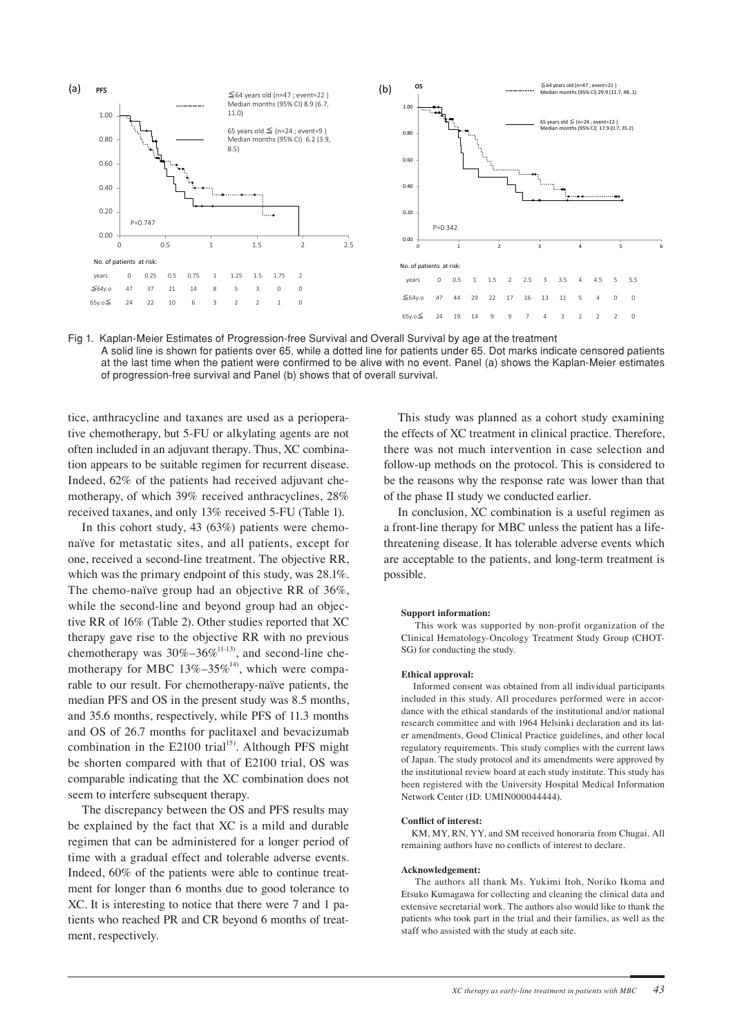Fig 1. Kaplan-Meier Estimates of Progression-free Survival and Overall Survival by age at the treatment

A solid line is shown for patients over 65, while a dotted line for patients under 65. Dot marks indicate censored patients at the last time when the patient were confirmed to be alive with no event. Panel (a) shows the Kaplan-Meier estimates of progression-free survival and Panel (b) shows that of overall survival.

tice, anthracycline and taxanes are used as a perioperative chemotherapy, but 5-FU or alkylating agents are not often included in an adjuvant therapy. Thus, XC combination appears to be suitable regimen for recurrent disease. Indeed, 62% of the patients had received adjuvant chemotherapy, of which 39% received anthracyclines, 28% received taxanes, and only 13% received 5-FU (Table 1).

In this cohort study, 43 (63%) patients were chemo-naïve for metastatic sites, and all patients, except for one, received a second-line treatment. The objective RR, which was the primary endpoint of this study, was 28.1%. The chemo-naïve group had an objective RR of 36%, while the second-line and beyond group had an objective RR of 16% (Table 2). Other studies reported that XC therapy gave rise to the objective RR with no previous chemotherapy was 30%–36%[11-13], and second-line chemotherapy for MBC 13%–35%[14], which were comparable to our result. For chemotherapy-naïve patients, the median PFS and OS in the present study was 8.5 months, and 35.6 months, respectively, while PFS of 11.3 months and OS of 26.7 months for paclitaxel and bevacizumab combination in the E2100 trial[15]. Although PFS might be shorten compared with that of E2100 trial, OS was comparable indicating that the XC combination does not seem to interfere subsequent therapy.

The discrepancy between the OS and PFS results may be explained by the fact that XC is a mild and durable regimen that can be administered for a longer period of time with a gradual effect and tolerable adverse events. Indeed, 60% of the patients were able to continue treatment for longer than 6 months due to good tolerance to XC. It is interesting to notice that there were 7 and 1 patients who reached PR and CR beyond 6 months of treatment, respectively.

This study was planned as a cohort study examining the effects of XC treatment in clinical practice. Therefore, there was not much intervention in case selection and follow-up methods on the protocol. This is considered to be the reasons why the response rate was lower than that of the phase II study we conducted earlier.

In conclusion, XC combination is a useful regimen as a front-line therapy for MBC unless the patient has a life-threatening disease. It has tolerable adverse events which are acceptable to the patients, and long-term treatment is possible.

**Support information:**

This work was supported by non-profit organization of the Clinical Hematology-Oncology Treatment Study Group (CHOT-SG) for conducting the study.

**Ethical approval:**

Informed consent was obtained from all individual participants included in this study. All procedures performed were in accordance with the ethical standards of the institutional and/or national research committee and with 1964 Helsinki declaration and its later amendments, Good Clinical Practice guidelines, and other local regulatory requirements. This study complies with the current laws of Japan. The study protocol and its amendments were approved by the institutional review board at each study institute. This study has been registered with the University Hospital Medical Information Network Center (ID: UMIN000044444).

**Conflict of interest:**

KM, MY, RN, YY, and SM received honoraria from Chugai. All remaining authors have no conflicts of interest to declare.

**Acknowledgement:**

The authors all thank Ms. Yukimi Itoh, Noriko Ikoma and Etsuko Kumagawa for collecting and cleaning the clinical data and extensive secretarial work. The authors also would like to thank the patients who took part in the trial and their families, as well as the staff who assisted with the study at each site.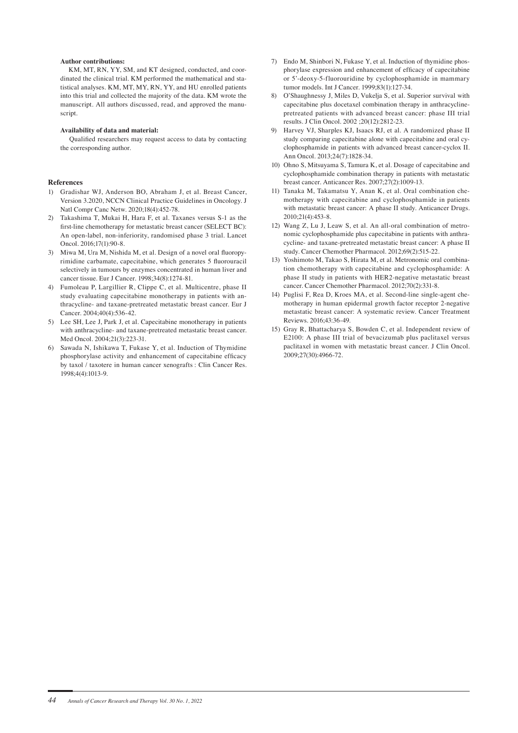**Author contributions:**

KM, MT, RN, YY, SM, and KT designed, conducted, and coordinated the clinical trial. KM performed the mathematical and statistical analyses. KM, MT, MY, RN, YY, and HU enrolled patients into this trial and collected the majority of the data. KM wrote the manuscript. All authors discussed, read, and approved the manuscript.

**Availability of data and material:**

Qualified researchers may request access to data by contacting the corresponding author.

## References

1) Gradishar WJ, Anderson BO, Abraham J, et al. Breast Cancer, Version 3.2020, NCCN Clinical Practice Guidelines in Oncology. J Natl Compr Canc Netw. 2020;18(4):452-78.
2) Takashima T, Mukai H, Hara F, et al. Taxanes versus S-1 as the first-line chemotherapy for metastatic breast cancer (SELECT BC): An open-label, non-inferiority, randomised phase 3 trial. Lancet Oncol. 2016;17(1):90-8.
3) Miwa M, Ura M, Nishida M, et al. Design of a novel oral fluoropyrimidine carbamate, capecitabine, which generates 5 fluorouracil selectively in tumours by enzymes concentrated in human liver and cancer tissue. Eur J Cancer. 1998;34(8):1274-81.
4) Fumoleau P, Largillier R, Clippe C, et al. Multicentre, phase II study evaluating capecitabine monotherapy in patients with anthracycline- and taxane-pretreated metastatic breast cancer. Eur J Cancer. 2004;40(4):536-42.
5) Lee SH, Lee J, Park J, et al. Capecitabine monotherapy in patients with anthracycline- and taxane-pretreated metastatic breast cancer. Med Oncol. 2004;21(3):223-31.
6) Sawada N, Ishikawa T, Fukase Y, et al. Induction of Thymidine phosphorylase activity and enhancement of capecitabine efficacy by taxol / taxotere in human cancer xenografts : Clin Cancer Res. 1998;4(4):1013-9.
7) Endo M, Shinbori N, Fukase Y, et al. Induction of thymidine phosphorylase expression and enhancement of efficacy of capecitabine or 5'-deoxy-5-fluorouridine by cyclophosphamide in mammary tumor models. Int J Cancer. 1999;83(1):127-34.
8) O'Shaughnessy J, Miles D, Vukelja S, et al. Superior survival with capecitabine plus docetaxel combination therapy in anthracycline-pretreated patients with advanced breast cancer: phase III trial results. J Clin Oncol. 2002 ;20(12):2812-23.
9) Harvey VJ, Sharples KJ, Isaacs RJ, et al. A randomized phase II study comparing capecitabine alone with capecitabine and oral cyclophosphamide in patients with advanced breast cancer-cyclox II. Ann Oncol. 2013;24(7):1828-34.
10) Ohno S, Mitsuyama S, Tamura K, et al. Dosage of capecitabine and cyclophosphamide combination therapy in patients with metastatic breast cancer. Anticancer Res. 2007;27(2):1009-13.
11) Tanaka M, Takamatsu Y, Anan K, et al. Oral combination chemotherapy with capecitabine and cyclophosphamide in patients with metastatic breast cancer: A phase II study. Anticancer Drugs. 2010;21(4):453-8.
12) Wang Z, Lu J, Leaw S, et al. An all-oral combination of metronomic cyclophosphamide plus capecitabine in patients with anthracycline- and taxane-pretreated metastatic breast cancer: A phase II study. Cancer Chemother Pharmacol. 2012;69(2):515-22.
13) Yoshimoto M, Takao S, Hirata M, et al. Metronomic oral combination chemotherapy with capecitabine and cyclophosphamide: A phase II study in patients with HER2-negative metastatic breast cancer. Cancer Chemother Pharmacol. 2012;70(2):331-8.
14) Puglisi F, Rea D, Kroes MA, et al. Second-line single-agent chemotherapy in human epidermal growth factor receptor 2-negative metastatic breast cancer: A systematic review. Cancer Treatment Reviews. 2016;43:36-49.
15) Gray R, Bhattacharya S, Bowden C, et al. Independent review of E2100: A phase III trial of bevacizumab plus paclitaxel versus paclitaxel in women with metastatic breast cancer. J Clin Oncol. 2009;27(30):4966-72.